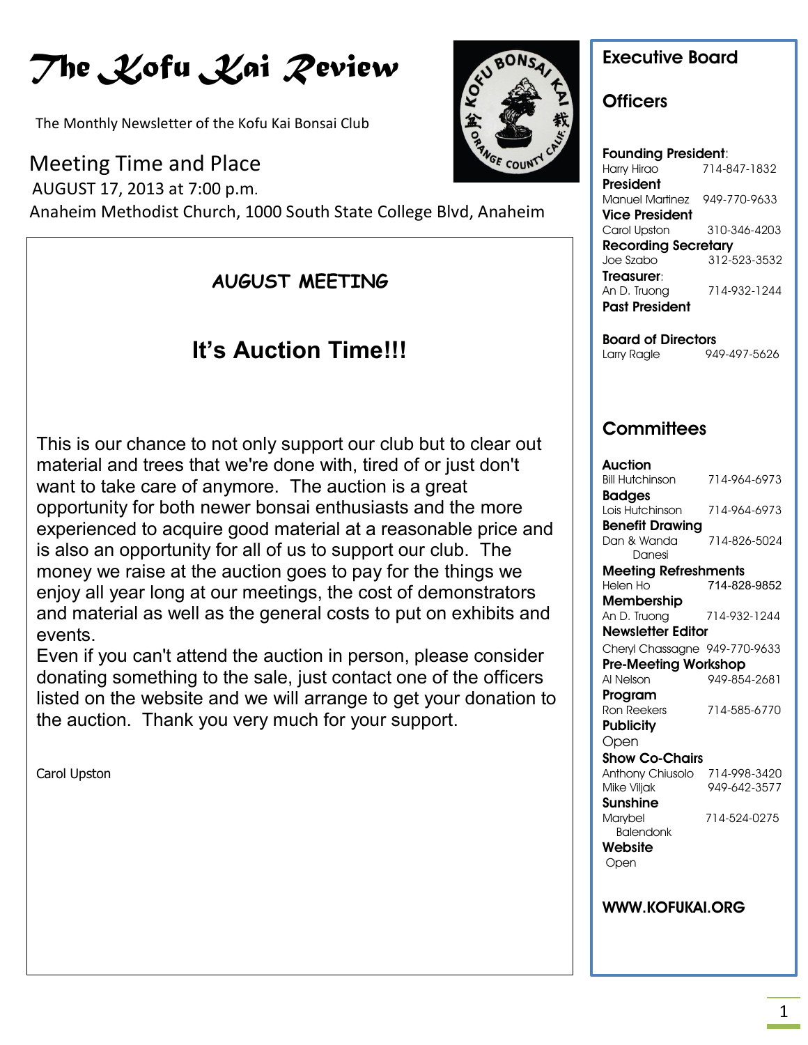# The Kofu Kai Review

The Monthly Newsletter of the Kofu Kai Bonsai Club

## Meeting Time and Place

AUGUST 17, 2013 at 7:00 p.m.

Anaheim Methodist Church, 1000 South State College Blvd, Anaheim

### AUGUST MEETING

## It's Auction Time!!!

This is our chance to not only support our club but to clear out material and trees that we're done with, tired of or just don't want to take care of anymore. The auction is a great opportunity for both newer bonsai enthusiasts and the more experienced to acquire good material at a reasonable price and is also an opportunity for all of us to support our club. The money we raise at the auction goes to pay for the things we enjoy all year long at our meetings, the cost of demonstrators and material as well as the general costs to put on exhibits and events.

Even if you can't attend the auction in person, please consider donating something to the sale, just contact one of the officers listed on the website and we will arrange to get your donation to the auction. Thank you very much for your support.

Carol Upston

## Executive Board

### Officers

**Founding President**:
Harry Hirao 714-847-1832

**President**
Manuel Martinez 949-770-9633

**Vice President**
Carol Upston 310-346-4203

**Recording Secretary**
Joe Szabo 312-523-3532

**Treasurer**:
An D. Truong 714-932-1244

**Past President**

**Board of Directors**
Larry Ragle 949-497-5626

### Committees

**Auction**
Bill Hutchinson 714-964-6973

**Badges**
Lois Hutchinson 714-964-6973

**Benefit Drawing**
Dan & Wanda Danesi 714-826-5024

**Meeting Refreshments**
Helen Ho 714-828-9852

**Membership**
An D. Truong 714-932-1244

**Newsletter Editor**
Cheryl Chassagne 949-770-9633

**Pre-Meeting Workshop**
Al Nelson 949-854-2681

**Program**
Ron Reekers 714-585-6770

**Publicity**
Open

**Show Co-Chairs**
Anthony Chiusolo 714-998-3420
Mike Viljak 949-642-3577

**Sunshine**
Marybel Balendonk 714-524-0275

**Website**
Open

**WWW.KOFUKAI.ORG**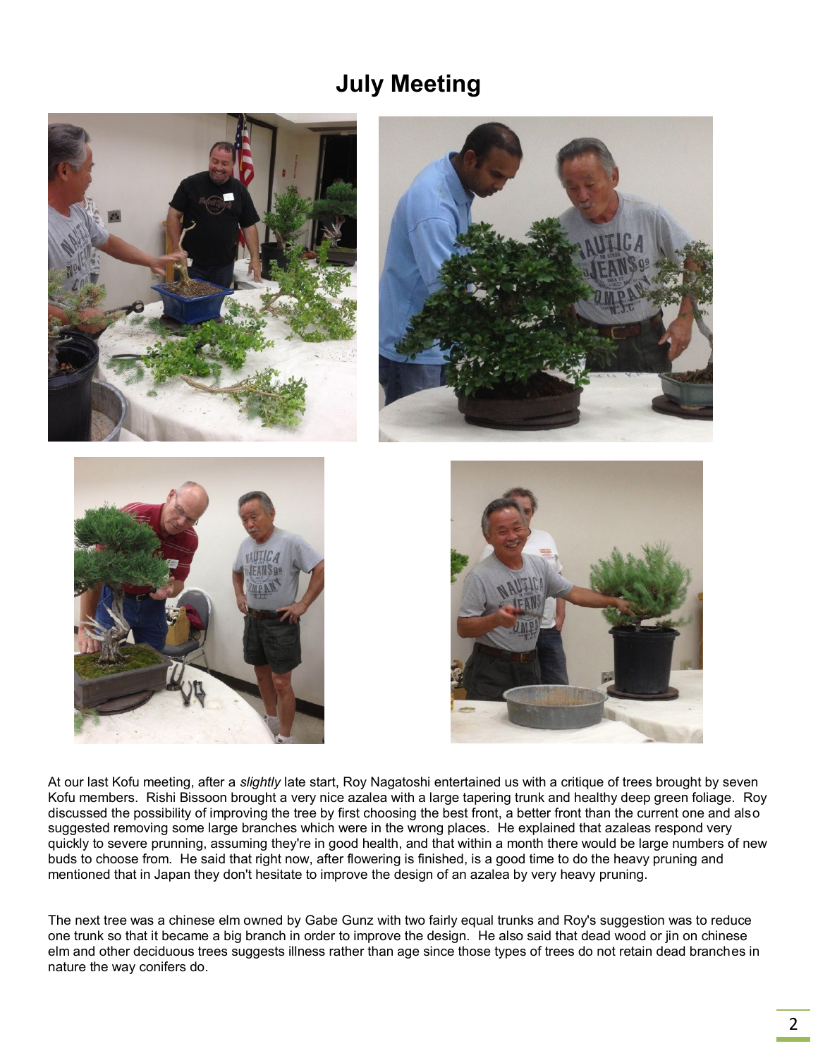# July Meeting

At our last Kofu meeting, after a *slightly* late start, Roy Nagatoshi entertained us with a critique of trees brought by seven Kofu members. Rishi Bissoon brought a very nice azalea with a large tapering trunk and healthy deep green foliage. Roy discussed the possibility of improving the tree by first choosing the best front, a better front than the current one and also suggested removing some large branches which were in the wrong places. He explained that azaleas respond very quickly to severe prunning, assuming they're in good health, and that within a month there would be large numbers of new buds to choose from. He said that right now, after flowering is finished, is a good time to do the heavy pruning and mentioned that in Japan they don't hesitate to improve the design of an azalea by very heavy pruning.

The next tree was a chinese elm owned by Gabe Gunz with two fairly equal trunks and Roy's suggestion was to reduce one trunk so that it became a big branch in order to improve the design. He also said that dead wood or jin on chinese elm and other deciduous trees suggests illness rather than age since those types of trees do not retain dead branches in nature the way conifers do.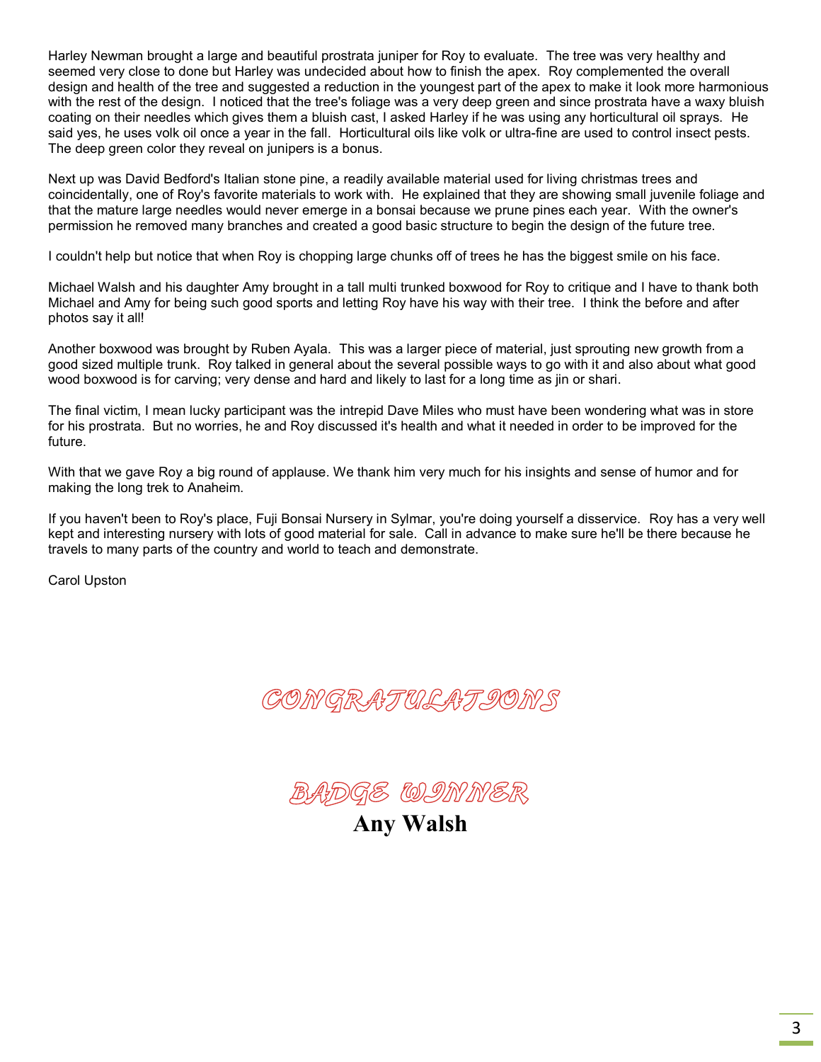Harley Newman brought a large and beautiful prostrata juniper for Roy to evaluate. The tree was very healthy and seemed very close to done but Harley was undecided about how to finish the apex. Roy complemented the overall design and health of the tree and suggested a reduction in the youngest part of the apex to make it look more harmonious with the rest of the design. I noticed that the tree's foliage was a very deep green and since prostrata have a waxy bluish coating on their needles which gives them a bluish cast, I asked Harley if he was using any horticultural oil sprays. He said yes, he uses volk oil once a year in the fall. Horticultural oils like volk or ultra-fine are used to control insect pests. The deep green color they reveal on junipers is a bonus.

Next up was David Bedford's Italian stone pine, a readily available material used for living christmas trees and coincidentally, one of Roy's favorite materials to work with. He explained that they are showing small juvenile foliage and that the mature large needles would never emerge in a bonsai because we prune pines each year. With the owner's permission he removed many branches and created a good basic structure to begin the design of the future tree.

I couldn't help but notice that when Roy is chopping large chunks off of trees he has the biggest smile on his face.

Michael Walsh and his daughter Amy brought in a tall multi trunked boxwood for Roy to critique and I have to thank both Michael and Amy for being such good sports and letting Roy have his way with their tree. I think the before and after photos say it all!

Another boxwood was brought by Ruben Ayala. This was a larger piece of material, just sprouting new growth from a good sized multiple trunk. Roy talked in general about the several possible ways to go with it and also about what good wood boxwood is for carving; very dense and hard and likely to last for a long time as jin or shari.

The final victim, I mean lucky participant was the intrepid Dave Miles who must have been wondering what was in store for his prostrata. But no worries, he and Roy discussed it's health and what it needed in order to be improved for the future.

With that we gave Roy a big round of applause. We thank him very much for his insights and sense of humor and for making the long trek to Anaheim.

If you haven't been to Roy's place, Fuji Bonsai Nursery in Sylmar, you're doing yourself a disservice. Roy has a very well kept and interesting nursery with lots of good material for sale. Call in advance to make sure he'll be there because he travels to many parts of the country and world to teach and demonstrate.

Carol Upston

## CONGRATULATIONS

## BADGE WINNER

**Any Walsh**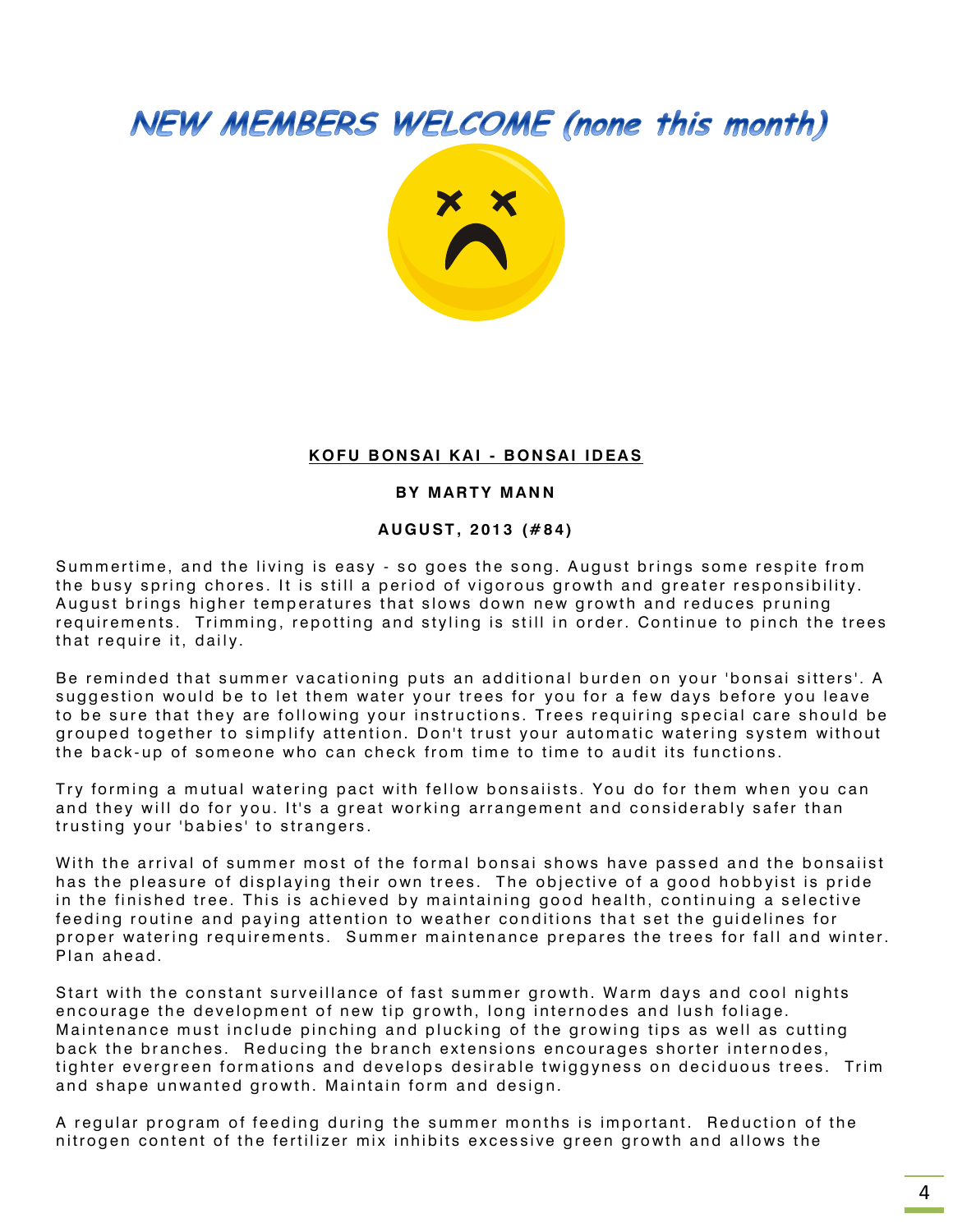# NEW MEMBERS WELCOME (none this month)

**KOFU BONSAI KAI - BONSAI IDEAS**

**BY MARTY MANN**

**AUGUST, 2013 (#84)**

Summertime, and the living is easy - so goes the song. August brings some respite from the busy spring chores. It is still a period of vigorous growth and greater responsibility. August brings higher temperatures that slows down new growth and reduces pruning requirements. Trimming, repotting and styling is still in order. Continue to pinch the trees that require it, daily.

Be reminded that summer vacationing puts an additional burden on your 'bonsai sitters'. A suggestion would be to let them water your trees for you for a few days before you leave to be sure that they are following your instructions. Trees requiring special care should be grouped together to simplify attention. Don't trust your automatic watering system without the back-up of someone who can check from time to time to audit its functions.

Try forming a mutual watering pact with fellow bonsaiists. You do for them when you can and they will do for you. It's a great working arrangement and considerably safer than trusting your 'babies' to strangers.

With the arrival of summer most of the formal bonsai shows have passed and the bonsaiist has the pleasure of displaying their own trees. The objective of a good hobbyist is pride in the finished tree. This is achieved by maintaining good health, continuing a selective feeding routine and paying attention to weather conditions that set the guidelines for proper watering requirements. Summer maintenance prepares the trees for fall and winter. Plan ahead.

Start with the constant surveillance of fast summer growth. Warm days and cool nights encourage the development of new tip growth, long internodes and lush foliage. Maintenance must include pinching and plucking of the growing tips as well as cutting back the branches. Reducing the branch extensions encourages shorter internodes, tighter evergreen formations and develops desirable twiggyness on deciduous trees. Trim and shape unwanted growth. Maintain form and design.

A regular program of feeding during the summer months is important. Reduction of the nitrogen content of the fertilizer mix inhibits excessive green growth and allows the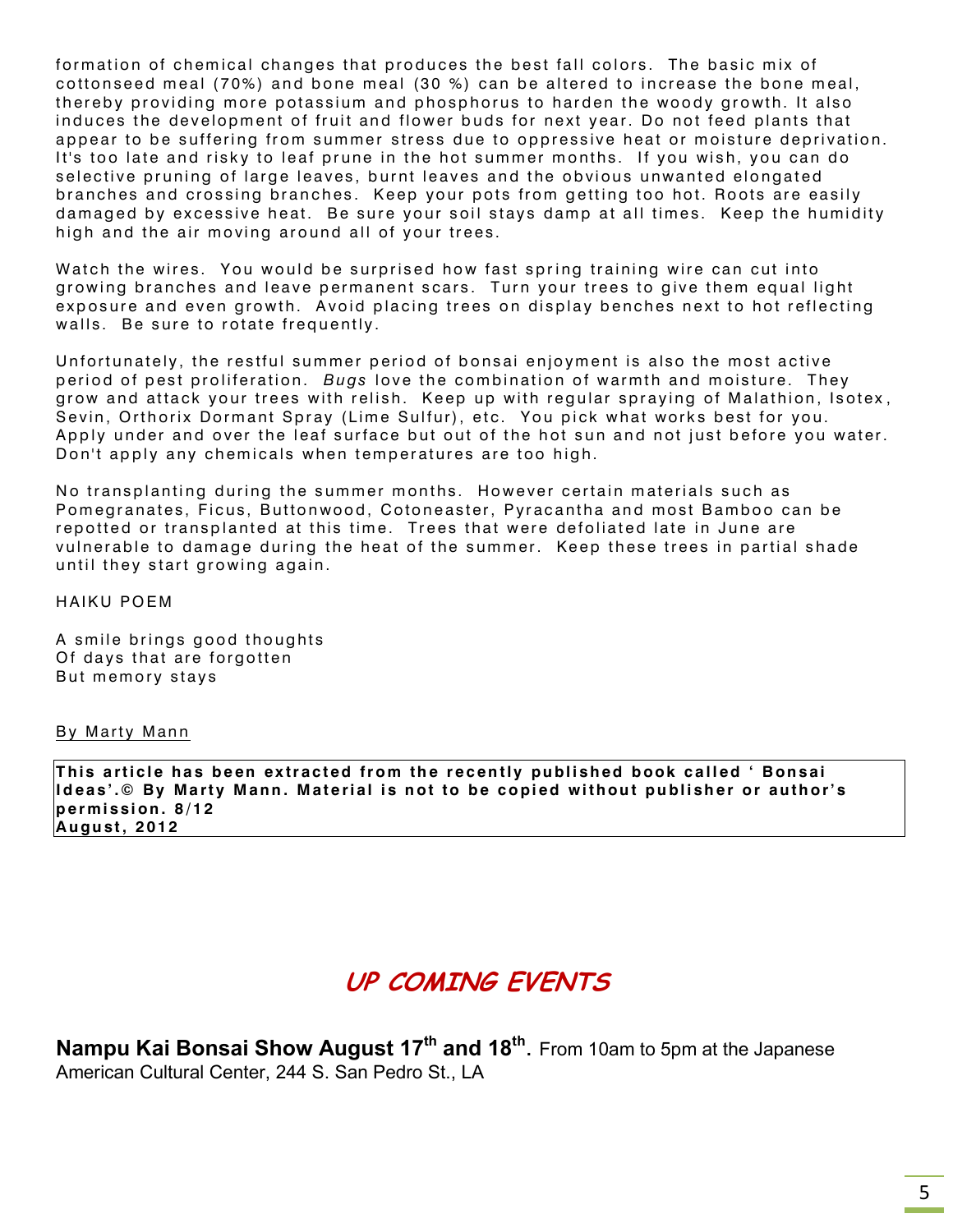formation of chemical changes that produces the best fall colors. The basic mix of cottonseed meal (70%) and bone meal (30 %) can be altered to increase the bone meal, thereby providing more potassium and phosphorus to harden the woody growth. It also induces the development of fruit and flower buds for next year. Do not feed plants that appear to be suffering from summer stress due to oppressive heat or moisture deprivation. It's too late and risky to leaf prune in the hot summer months. If you wish, you can do selective pruning of large leaves, burnt leaves and the obvious unwanted elongated branches and crossing branches. Keep your pots from getting too hot. Roots are easily damaged by excessive heat. Be sure your soil stays damp at all times. Keep the humidity high and the air moving around all of your trees.

Watch the wires. You would be surprised how fast spring training wire can cut into growing branches and leave permanent scars. Turn your trees to give them equal light exposure and even growth. Avoid placing trees on display benches next to hot reflecting walls. Be sure to rotate frequently.

Unfortunately, the restful summer period of bonsai enjoyment is also the most active period of pest proliferation. *Bugs* love the combination of warmth and moisture. They grow and attack your trees with relish. Keep up with regular spraying of Malathion, Isotex, Sevin, Orthorix Dormant Spray (Lime Sulfur), etc. You pick what works best for you. Apply under and over the leaf surface but out of the hot sun and not just before you water. Don't apply any chemicals when temperatures are too high.

No transplanting during the summer months. However certain materials such as Pomegranates, Ficus, Buttonwood, Cotoneaster, Pyracantha and most Bamboo can be repotted or transplanted at this time. Trees that were defoliated late in June are vulnerable to damage during the heat of the summer. Keep these trees in partial shade until they start growing again.

HAIKU POEM

A smile brings good thoughts
Of days that are forgotten
But memory stays

By Marty Mann

**This article has been extracted from the recently published book called ' Bonsai Ideas'.© By Marty Mann. Material is not to be copied without publisher or author's permission. 8/12**
**August, 2012**

## *UP COMING EVENTS*

**Nampu Kai Bonsai Show August 17th and 18th.** From 10am to 5pm at the Japanese American Cultural Center, 244 S. San Pedro St., LA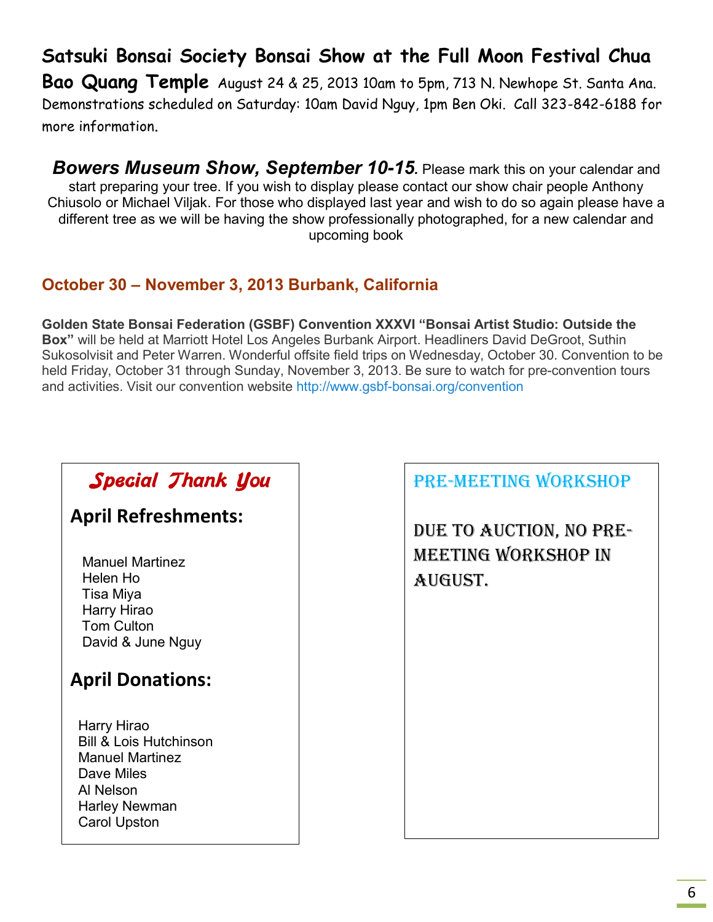**Satsuki Bonsai Society Bonsai Show at the Full Moon Festival Chua Bao Quang Temple** August 24 & 25, 2013 10am to 5pm, 713 N. Newhope St. Santa Ana. Demonstrations scheduled on Saturday: 10am David Nguy, 1pm Ben Oki. Call 323-842-6188 for more information.

***Bowers Museum Show, September 10-15.*** Please mark this on your calendar and start preparing your tree. If you wish to display please contact our show chair people Anthony Chiusolo or Michael Viljak. For those who displayed last year and wish to do so again please have a different tree as we will be having the show professionally photographed, for a new calendar and upcoming book

## October 30 – November 3, 2013 Burbank, California

**Golden State Bonsai Federation (GSBF) Convention XXXVI "Bonsai Artist Studio: Outside the Box"** will be held at Marriott Hotel Los Angeles Burbank Airport. Headliners David DeGroot, Suthin Sukosolvisit and Peter Warren. Wonderful offsite field trips on Wednesday, October 30. Convention to be held Friday, October 31 through Sunday, November 3, 2013. Be sure to watch for pre-convention tours and activities. Visit our convention website http://www.gsbf-bonsai.org/convention

## *Special Thank You*

### April Refreshments:

Manuel Martinez
Helen Ho
Tisa Miya
Harry Hirao
Tom Culton
David & June Nguy

### April Donations:

Harry Hirao
Bill & Lois Hutchinson
Manuel Martinez
Dave Miles
Al Nelson
Harley Newman
Carol Upston

## PRE-MEETING WORKSHOP

DUE TO AUCTION, NO PRE-MEETING WORKSHOP IN AUGUST.